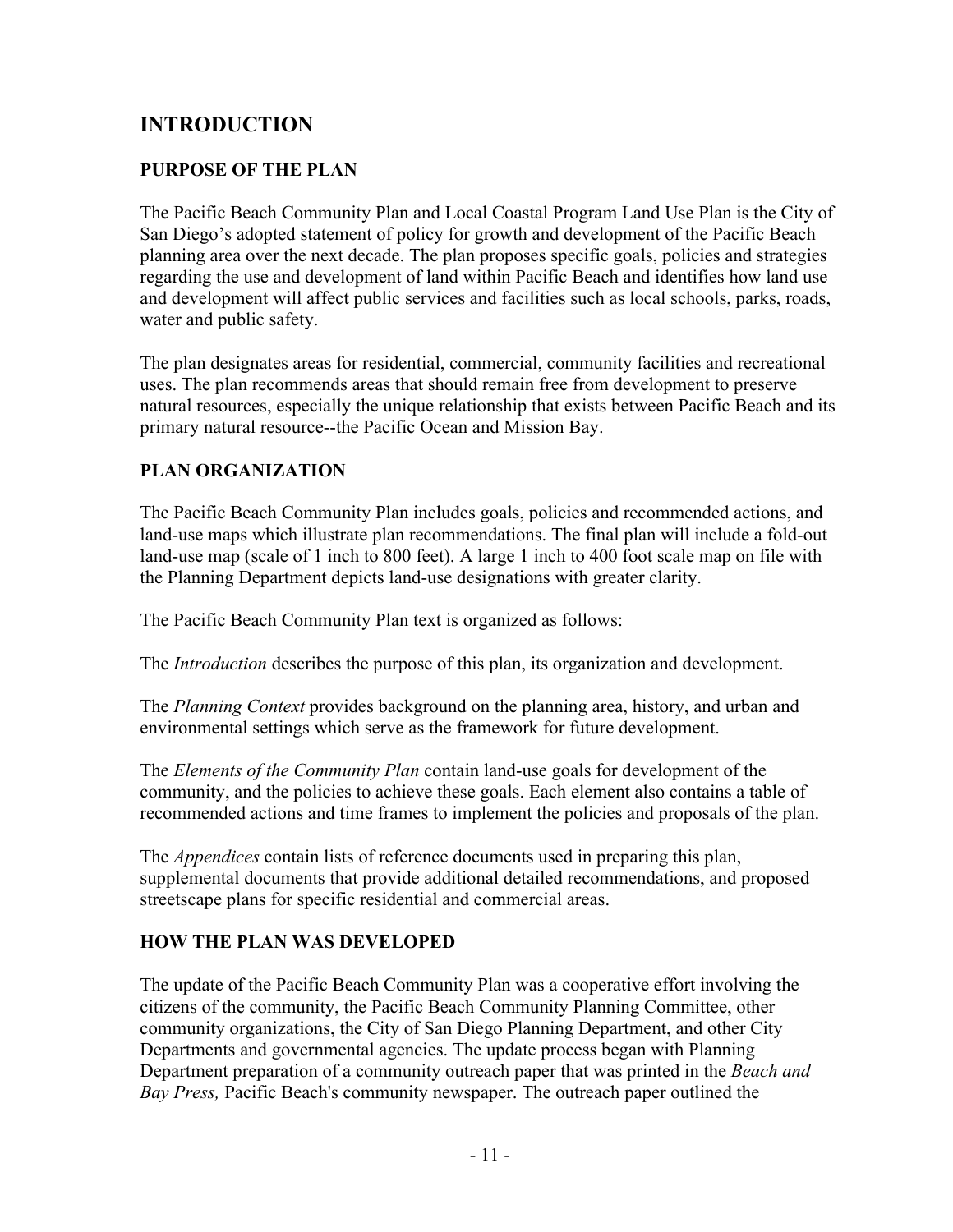# INTRODUCTION

## PURPOSE OF THE PLAN

The Pacific Beach Community Plan and Local Coastal Program Land Use Plan is the City of San Diego's adopted statement of policy for growth and development of the Pacific Beach planning area over the next decade. The plan proposes specific goals, policies and strategies regarding the use and development of land within Pacific Beach and identifies how land use and development will affect public services and facilities such as local schools, parks, roads, water and public safety.

The plan designates areas for residential, commercial, community facilities and recreational uses. The plan recommends areas that should remain free from development to preserve natural resources, especially the unique relationship that exists between Pacific Beach and its primary natural resource--the Pacific Ocean and Mission Bay.

## PLAN ORGANIZATION

The Pacific Beach Community Plan includes goals, policies and recommended actions, and land-use maps which illustrate plan recommendations. The final plan will include a fold-out land-use map (scale of 1 inch to 800 feet). A large 1 inch to 400 foot scale map on file with the Planning Department depicts land-use designations with greater clarity.

The Pacific Beach Community Plan text is organized as follows:

The *Introduction* describes the purpose of this plan, its organization and development.

The *Planning Context* provides background on the planning area, history, and urban and environmental settings which serve as the framework for future development.

The *Elements of the Community Plan* contain land-use goals for development of the community, and the policies to achieve these goals. Each element also contains a table of recommended actions and time frames to implement the policies and proposals of the plan.

The *Appendices* contain lists of reference documents used in preparing this plan, supplemental documents that provide additional detailed recommendations, and proposed streetscape plans for specific residential and commercial areas.

## HOW THE PLAN WAS DEVELOPED

The update of the Pacific Beach Community Plan was a cooperative effort involving the citizens of the community, the Pacific Beach Community Planning Committee, other community organizations, the City of San Diego Planning Department, and other City Departments and governmental agencies. The update process began with Planning Department preparation of a community outreach paper that was printed in the *Beach and Bay Press,* Pacific Beach's community newspaper. The outreach paper outlined the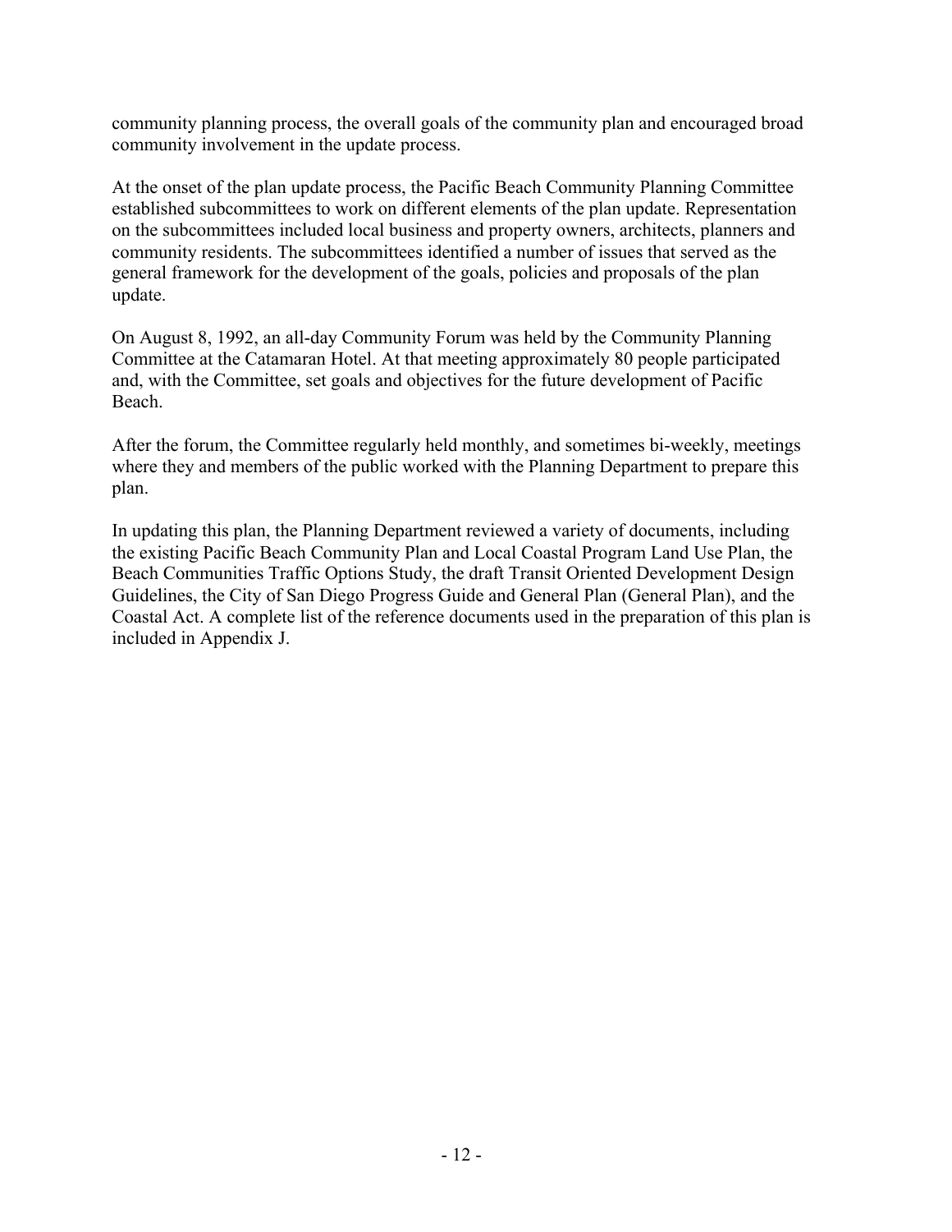community planning process, the overall goals of the community plan and encouraged broad community involvement in the update process.

At the onset of the plan update process, the Pacific Beach Community Planning Committee established subcommittees to work on different elements of the plan update. Representation on the subcommittees included local business and property owners, architects, planners and community residents. The subcommittees identified a number of issues that served as the general framework for the development of the goals, policies and proposals of the plan update.

On August 8, 1992, an all-day Community Forum was held by the Community Planning Committee at the Catamaran Hotel. At that meeting approximately 80 people participated and, with the Committee, set goals and objectives for the future development of Pacific Beach.

After the forum, the Committee regularly held monthly, and sometimes bi-weekly, meetings where they and members of the public worked with the Planning Department to prepare this plan.

In updating this plan, the Planning Department reviewed a variety of documents, including the existing Pacific Beach Community Plan and Local Coastal Program Land Use Plan, the Beach Communities Traffic Options Study, the draft Transit Oriented Development Design Guidelines, the City of San Diego Progress Guide and General Plan (General Plan), and the Coastal Act. A complete list of the reference documents used in the preparation of this plan is included in Appendix J.